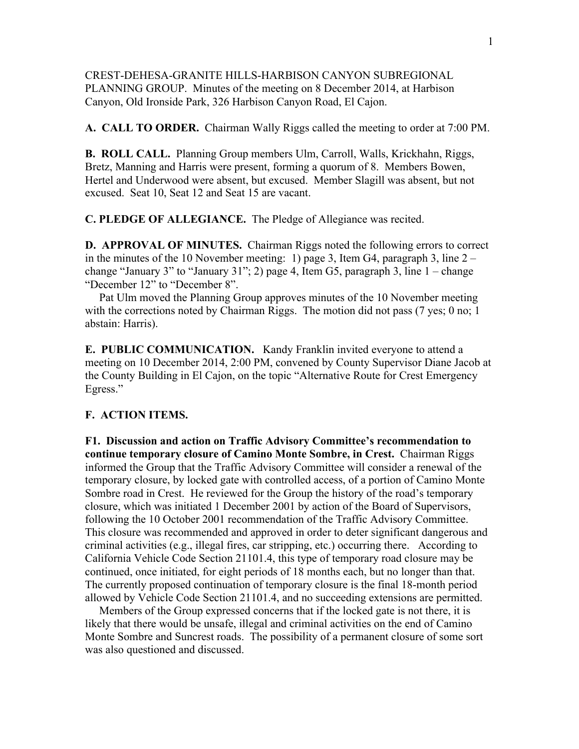CREST-DEHESA-GRANITE HILLS-HARBISON CANYON SUBREGIONAL PLANNING GROUP. Minutes of the meeting on 8 December 2014, at Harbison Canyon, Old Ironside Park, 326 Harbison Canyon Road, El Cajon.

**A. CALL TO ORDER.** Chairman Wally Riggs called the meeting to order at 7:00 PM.

**B. ROLL CALL.** Planning Group members Ulm, Carroll, Walls, Krickhahn, Riggs, Bretz, Manning and Harris were present, forming a quorum of 8. Members Bowen, Hertel and Underwood were absent, but excused. Member Slagill was absent, but not excused. Seat 10, Seat 12 and Seat 15 are vacant.

**C. PLEDGE OF ALLEGIANCE.** The Pledge of Allegiance was recited.

**D. APPROVAL OF MINUTES.** Chairman Riggs noted the following errors to correct in the minutes of the 10 November meeting: 1) page 3, Item G4, paragraph 3, line 2 – change "January 3" to "January 31"; 2) page 4, Item G5, paragraph 3, line 1 – change "December 12" to "December 8".

Pat Ulm moved the Planning Group approves minutes of the 10 November meeting with the corrections noted by Chairman Riggs. The motion did not pass (7 yes; 0 no; 1 abstain: Harris).

**E. PUBLIC COMMUNICATION.** Kandy Franklin invited everyone to attend a meeting on 10 December 2014, 2:00 PM, convened by County Supervisor Diane Jacob at the County Building in El Cajon, on the topic "Alternative Route for Crest Emergency Egress."

**F. ACTION ITEMS.**

**F1. Discussion and action on Traffic Advisory Committee's recommendation to continue temporary closure of Camino Monte Sombre, in Crest.** Chairman Riggs informed the Group that the Traffic Advisory Committee will consider a renewal of the temporary closure, by locked gate with controlled access, of a portion of Camino Monte Sombre road in Crest. He reviewed for the Group the history of the road's temporary closure, which was initiated 1 December 2001 by action of the Board of Supervisors, following the 10 October 2001 recommendation of the Traffic Advisory Committee. This closure was recommended and approved in order to deter significant dangerous and criminal activities (e.g., illegal fires, car stripping, etc.) occurring there. According to California Vehicle Code Section 21101.4, this type of temporary road closure may be continued, once initiated, for eight periods of 18 months each, but no longer than that. The currently proposed continuation of temporary closure is the final 18-month period allowed by Vehicle Code Section 21101.4, and no succeeding extensions are permitted.

Members of the Group expressed concerns that if the locked gate is not there, it is likely that there would be unsafe, illegal and criminal activities on the end of Camino Monte Sombre and Suncrest roads. The possibility of a permanent closure of some sort was also questioned and discussed.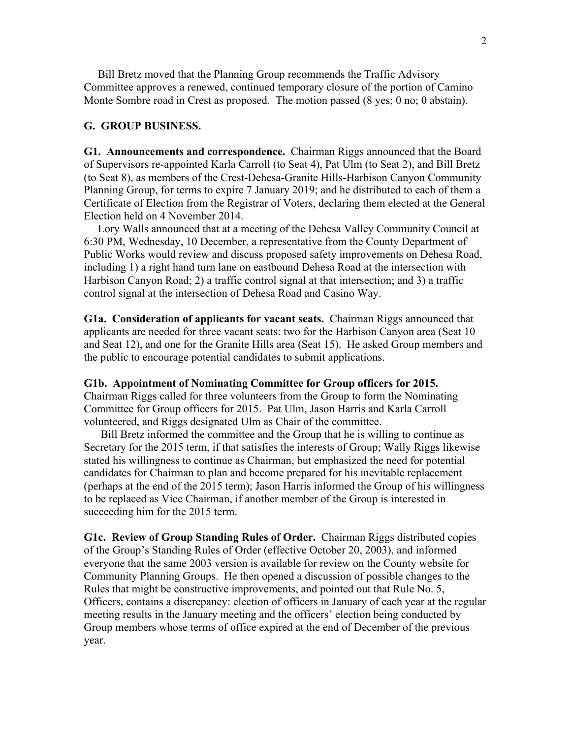Bill Bretz moved that the Planning Group recommends the Traffic Advisory Committee approves a renewed, continued temporary closure of the portion of Camino Monte Sombre road in Crest as proposed. The motion passed (8 yes; 0 no; 0 abstain).

## G. GROUP BUSINESS.

**G1. Announcements and correspondence.** Chairman Riggs announced that the Board of Supervisors re-appointed Karla Carroll (to Seat 4), Pat Ulm (to Seat 2), and Bill Bretz (to Seat 8), as members of the Crest-Dehesa-Granite Hills-Harbison Canyon Community Planning Group, for terms to expire 7 January 2019; and he distributed to each of them a Certificate of Election from the Registrar of Voters, declaring them elected at the General Election held on 4 November 2014.

Lory Walls announced that at a meeting of the Dehesa Valley Community Council at 6:30 PM, Wednesday, 10 December, a representative from the County Department of Public Works would review and discuss proposed safety improvements on Dehesa Road, including 1) a right hand turn lane on eastbound Dehesa Road at the intersection with Harbison Canyon Road; 2) a traffic control signal at that intersection; and 3) a traffic control signal at the intersection of Dehesa Road and Casino Way.

**G1a. Consideration of applicants for vacant seats.** Chairman Riggs announced that applicants are needed for three vacant seats: two for the Harbison Canyon area (Seat 10 and Seat 12), and one for the Granite Hills area (Seat 15). He asked Group members and the public to encourage potential candidates to submit applications.

**G1b. Appointment of Nominating Committee for Group officers for 2015.** Chairman Riggs called for three volunteers from the Group to form the Nominating Committee for Group officers for 2015. Pat Ulm, Jason Harris and Karla Carroll volunteered, and Riggs designated Ulm as Chair of the committee.

Bill Bretz informed the committee and the Group that he is willing to continue as Secretary for the 2015 term, if that satisfies the interests of Group; Wally Riggs likewise stated his willingness to continue as Chairman, but emphasized the need for potential candidates for Chairman to plan and become prepared for his inevitable replacement (perhaps at the end of the 2015 term); Jason Harris informed the Group of his willingness to be replaced as Vice Chairman, if another member of the Group is interested in succeeding him for the 2015 term.

**G1c. Review of Group Standing Rules of Order.** Chairman Riggs distributed copies of the Group's Standing Rules of Order (effective October 20, 2003), and informed everyone that the same 2003 version is available for review on the County website for Community Planning Groups. He then opened a discussion of possible changes to the Rules that might be constructive improvements, and pointed out that Rule No. 5, Officers, contains a discrepancy: election of officers in January of each year at the regular meeting results in the January meeting and the officers' election being conducted by Group members whose terms of office expired at the end of December of the previous year.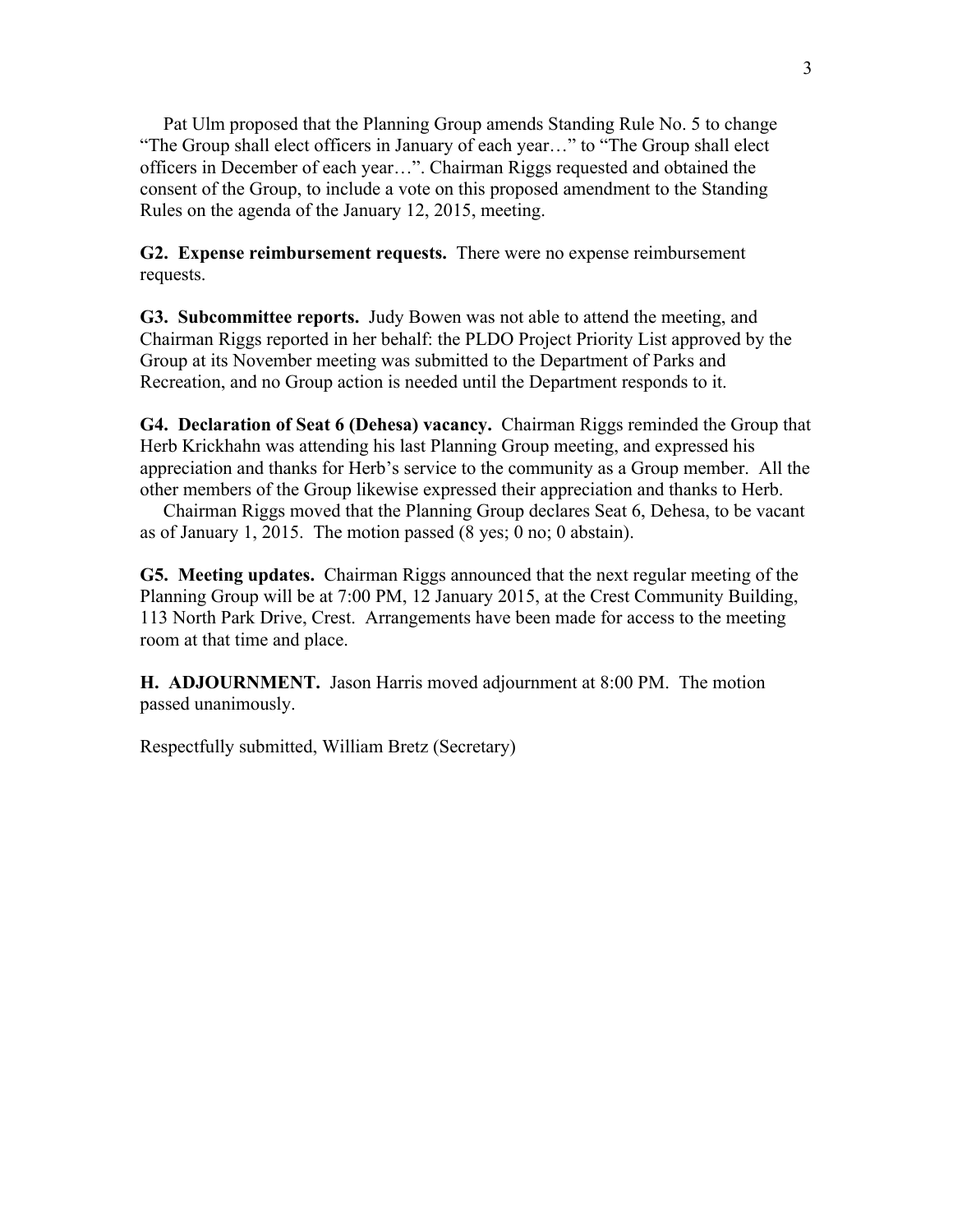Pat Ulm proposed that the Planning Group amends Standing Rule No. 5 to change "The Group shall elect officers in January of each year…" to "The Group shall elect officers in December of each year…". Chairman Riggs requested and obtained the consent of the Group, to include a vote on this proposed amendment to the Standing Rules on the agenda of the January 12, 2015, meeting.

**G2. Expense reimbursement requests.** There were no expense reimbursement requests.

**G3. Subcommittee reports.** Judy Bowen was not able to attend the meeting, and Chairman Riggs reported in her behalf: the PLDO Project Priority List approved by the Group at its November meeting was submitted to the Department of Parks and Recreation, and no Group action is needed until the Department responds to it.

**G4. Declaration of Seat 6 (Dehesa) vacancy.** Chairman Riggs reminded the Group that Herb Krickhahn was attending his last Planning Group meeting, and expressed his appreciation and thanks for Herb's service to the community as a Group member. All the other members of the Group likewise expressed their appreciation and thanks to Herb.

Chairman Riggs moved that the Planning Group declares Seat 6, Dehesa, to be vacant as of January 1, 2015. The motion passed (8 yes; 0 no; 0 abstain).

**G5. Meeting updates.** Chairman Riggs announced that the next regular meeting of the Planning Group will be at 7:00 PM, 12 January 2015, at the Crest Community Building, 113 North Park Drive, Crest. Arrangements have been made for access to the meeting room at that time and place.

**H. ADJOURNMENT.** Jason Harris moved adjournment at 8:00 PM. The motion passed unanimously.

Respectfully submitted, William Bretz (Secretary)